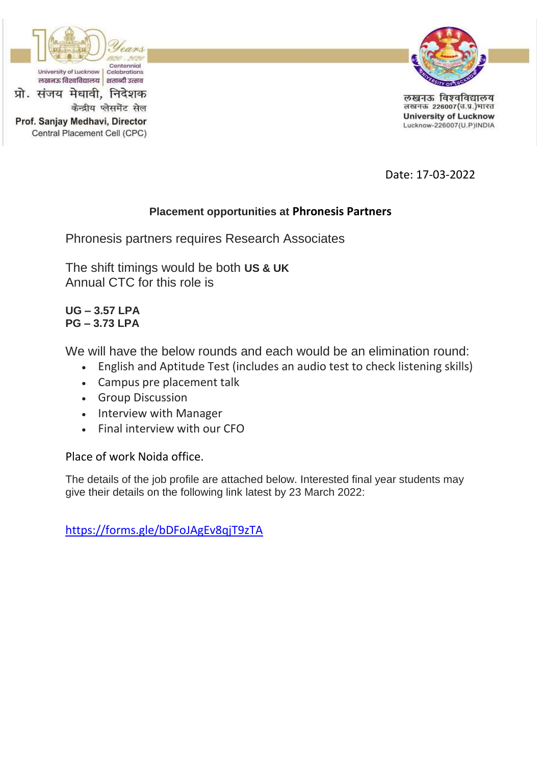प्रो. संजय मेधावी, निदेशक
केन्द्रीय प्लेसमेंट सेल
**Prof. Sanjay Medhavi, Director**
Central Placement Cell (CPC)

लखनऊ विश्वविद्यालय
लखनऊ 226007(उ.प्र.)भारत
**University of Lucknow**
Lucknow-226007(U.P)INDIA

Date: 17-03-2022

## Placement opportunities at Phronesis Partners

Phronesis partners requires Research Associates

The shift timings would be both **US & UK**
Annual CTC for this role is

**UG – 3.57 LPA**
**PG – 3.73 LPA**

We will have the below rounds and each would be an elimination round:

- English and Aptitude Test (includes an audio test to check listening skills)
- Campus pre placement talk
- Group Discussion
- Interview with Manager
- Final interview with our CFO

Place of work Noida office.

The details of the job profile are attached below. Interested final year students may give their details on the following link latest by 23 March 2022:

https://forms.gle/bDFoJAgEv8qjT9zTA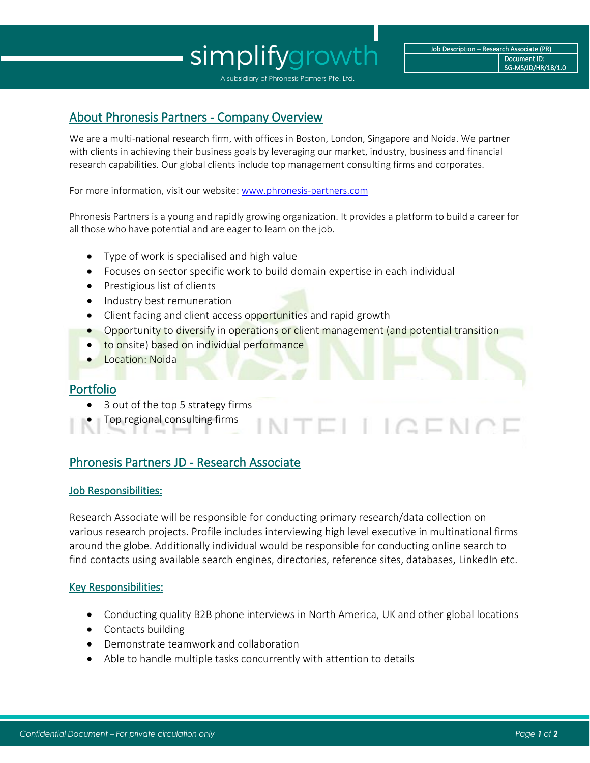## About Phronesis Partners - Company Overview

We are a multi-national research firm, with offices in Boston, London, Singapore and Noida. We partner with clients in achieving their business goals by leveraging our market, industry, business and financial research capabilities. Our global clients include top management consulting firms and corporates.

For more information, visit our website: www.phronesis-partners.com

Phronesis Partners is a young and rapidly growing organization. It provides a platform to build a career for all those who have potential and are eager to learn on the job.

- Type of work is specialised and high value
- Focuses on sector specific work to build domain expertise in each individual
- Prestigious list of clients
- Industry best remuneration
- Client facing and client access opportunities and rapid growth
- Opportunity to diversify in operations or client management (and potential transition
- to onsite) based on individual performance
- Location: Noida

## Portfolio

- 3 out of the top 5 strategy firms
- Top regional consulting firms

## Phronesis Partners JD - Research Associate

### Job Responsibilities:

Research Associate will be responsible for conducting primary research/data collection on various research projects. Profile includes interviewing high level executive in multinational firms around the globe. Additionally individual would be responsible for conducting online search to find contacts using available search engines, directories, reference sites, databases, LinkedIn etc.

### Key Responsibilities:

- Conducting quality B2B phone interviews in North America, UK and other global locations
- Contacts building
- Demonstrate teamwork and collaboration
- Able to handle multiple tasks concurrently with attention to details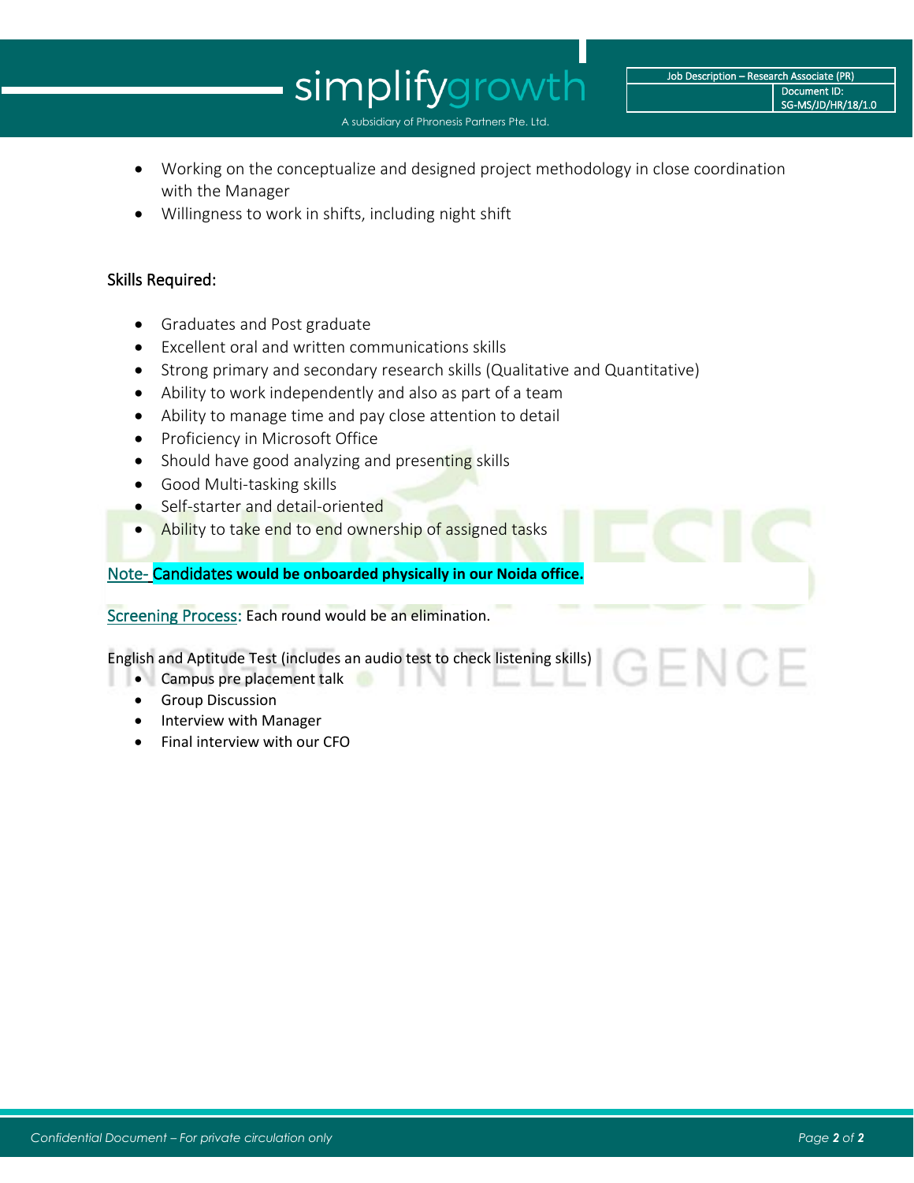- Working on the conceptualize and designed project methodology in close coordination with the Manager
- Willingness to work in shifts, including night shift

## Skills Required:

- Graduates and Post graduate
- Excellent oral and written communications skills
- Strong primary and secondary research skills (Qualitative and Quantitative)
- Ability to work independently and also as part of a team
- Ability to manage time and pay close attention to detail
- Proficiency in Microsoft Office
- Should have good analyzing and presenting skills
- Good Multi-tasking skills
- Self-starter and detail-oriented
- Ability to take end to end ownership of assigned tasks

Note- Candidates **would be onboarded physically in our Noida office.**

Screening Process: Each round would be an elimination.

English and Aptitude Test (includes an audio test to check listening skills)

- Campus pre placement talk
- Group Discussion
- Interview with Manager
- Final interview with our CFO